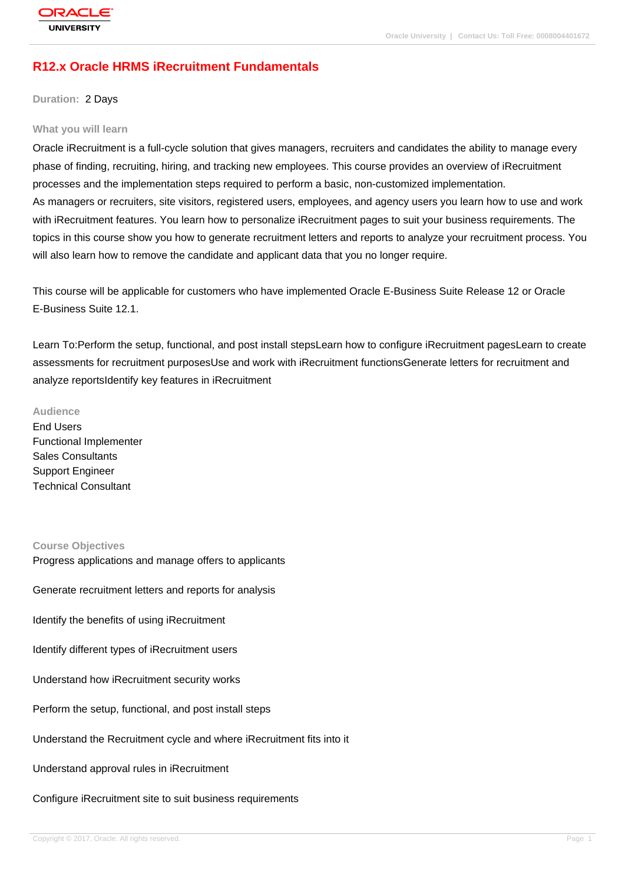# R12.x Oracle HRMS iRecruitment Fundamentals

**Duration:** 2 Days

### What you will learn

Oracle iRecruitment is a full-cycle solution that gives managers, recruiters and candidates the ability to manage every phase of finding, recruiting, hiring, and tracking new employees. This course provides an overview of iRecruitment processes and the implementation steps required to perform a basic, non-customized implementation.
As managers or recruiters, site visitors, registered users, employees, and agency users you learn how to use and work with iRecruitment features. You learn how to personalize iRecruitment pages to suit your business requirements. The topics in this course show you how to generate recruitment letters and reports to analyze your recruitment process. You will also learn how to remove the candidate and applicant data that you no longer require.

This course will be applicable for customers who have implemented Oracle E-Business Suite Release 12 or Oracle E-Business Suite 12.1.

Learn To:Perform the setup, functional, and post install stepsLearn how to configure iRecruitment pagesLearn to create assessments for recruitment purposesUse and work with iRecruitment functionsGenerate letters for recruitment and analyze reportsIdentify key features in iRecruitment

### Audience

End Users
Functional Implementer
Sales Consultants
Support Engineer
Technical Consultant

### Course Objectives

Progress applications and manage offers to applicants

Generate recruitment letters and reports for analysis

Identify the benefits of using iRecruitment

Identify different types of iRecruitment users

Understand how iRecruitment security works

Perform the setup, functional, and post install steps

Understand the Recruitment cycle and where iRecruitment fits into it

Understand approval rules in iRecruitment

Configure iRecruitment site to suit business requirements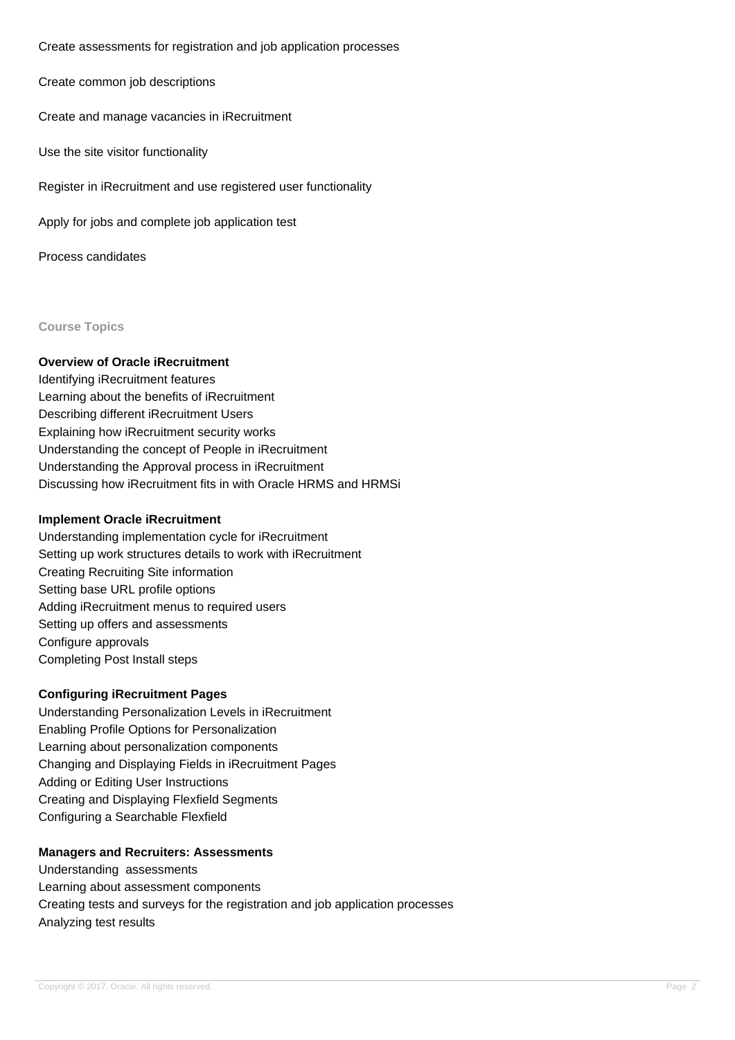Create assessments for registration and job application processes

Create common job descriptions

Create and manage vacancies in iRecruitment

Use the site visitor functionality

Register in iRecruitment and use registered user functionality

Apply for jobs and complete job application test

Process candidates

## Course Topics

### Overview of Oracle iRecruitment

Identifying iRecruitment features
Learning about the benefits of iRecruitment
Describing different iRecruitment Users
Explaining how iRecruitment security works
Understanding the concept of People in iRecruitment
Understanding the Approval process in iRecruitment
Discussing how iRecruitment fits in with Oracle HRMS and HRMSi

### Implement Oracle iRecruitment

Understanding implementation cycle for iRecruitment
Setting up work structures details to work with iRecruitment
Creating Recruiting Site information
Setting base URL profile options
Adding iRecruitment menus to required users
Setting up offers and assessments
Configure approvals
Completing Post Install steps

### Configuring iRecruitment Pages

Understanding Personalization Levels in iRecruitment
Enabling Profile Options for Personalization
Learning about personalization components
Changing and Displaying Fields in iRecruitment Pages
Adding or Editing User Instructions
Creating and Displaying Flexfield Segments
Configuring a Searchable Flexfield

### Managers and Recruiters: Assessments

Understanding assessments
Learning about assessment components
Creating tests and surveys for the registration and job application processes
Analyzing test results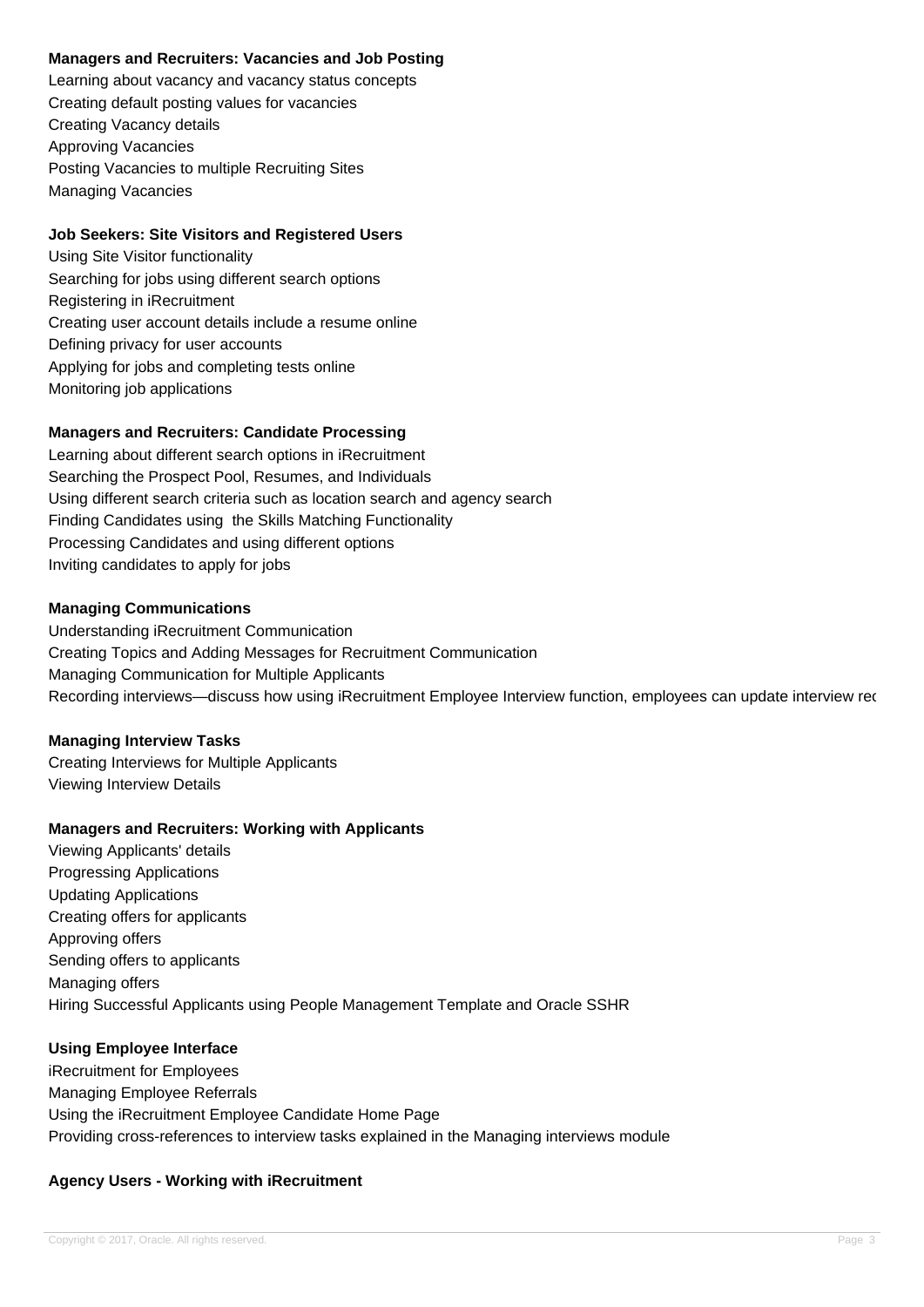**Managers and Recruiters: Vacancies and Job Posting**

Learning about vacancy and vacancy status concepts
Creating default posting values for vacancies
Creating Vacancy details
Approving Vacancies
Posting Vacancies to multiple Recruiting Sites
Managing Vacancies

**Job Seekers: Site Visitors and Registered Users**

Using Site Visitor functionality
Searching for jobs using different search options
Registering in iRecruitment
Creating user account details include a resume online
Defining privacy for user accounts
Applying for jobs and completing tests online
Monitoring job applications

**Managers and Recruiters: Candidate Processing**

Learning about different search options in iRecruitment
Searching the Prospect Pool, Resumes, and Individuals
Using different search criteria such as location search and agency search
Finding Candidates using  the Skills Matching Functionality
Processing Candidates and using different options
Inviting candidates to apply for jobs

**Managing Communications**

Understanding iRecruitment Communication
Creating Topics and Adding Messages for Recruitment Communication
Managing Communication for Multiple Applicants
Recording interviews—discuss how using iRecruitment Employee Interview function, employees can update interview rec

**Managing Interview Tasks**

Creating Interviews for Multiple Applicants
Viewing Interview Details

**Managers and Recruiters: Working with Applicants**

Viewing Applicants' details
Progressing Applications
Updating Applications
Creating offers for applicants
Approving offers
Sending offers to applicants
Managing offers
Hiring Successful Applicants using People Management Template and Oracle SSHR

**Using Employee Interface**

iRecruitment for Employees
Managing Employee Referrals
Using the iRecruitment Employee Candidate Home Page
Providing cross-references to interview tasks explained in the Managing interviews module

**Agency Users - Working with iRecruitment**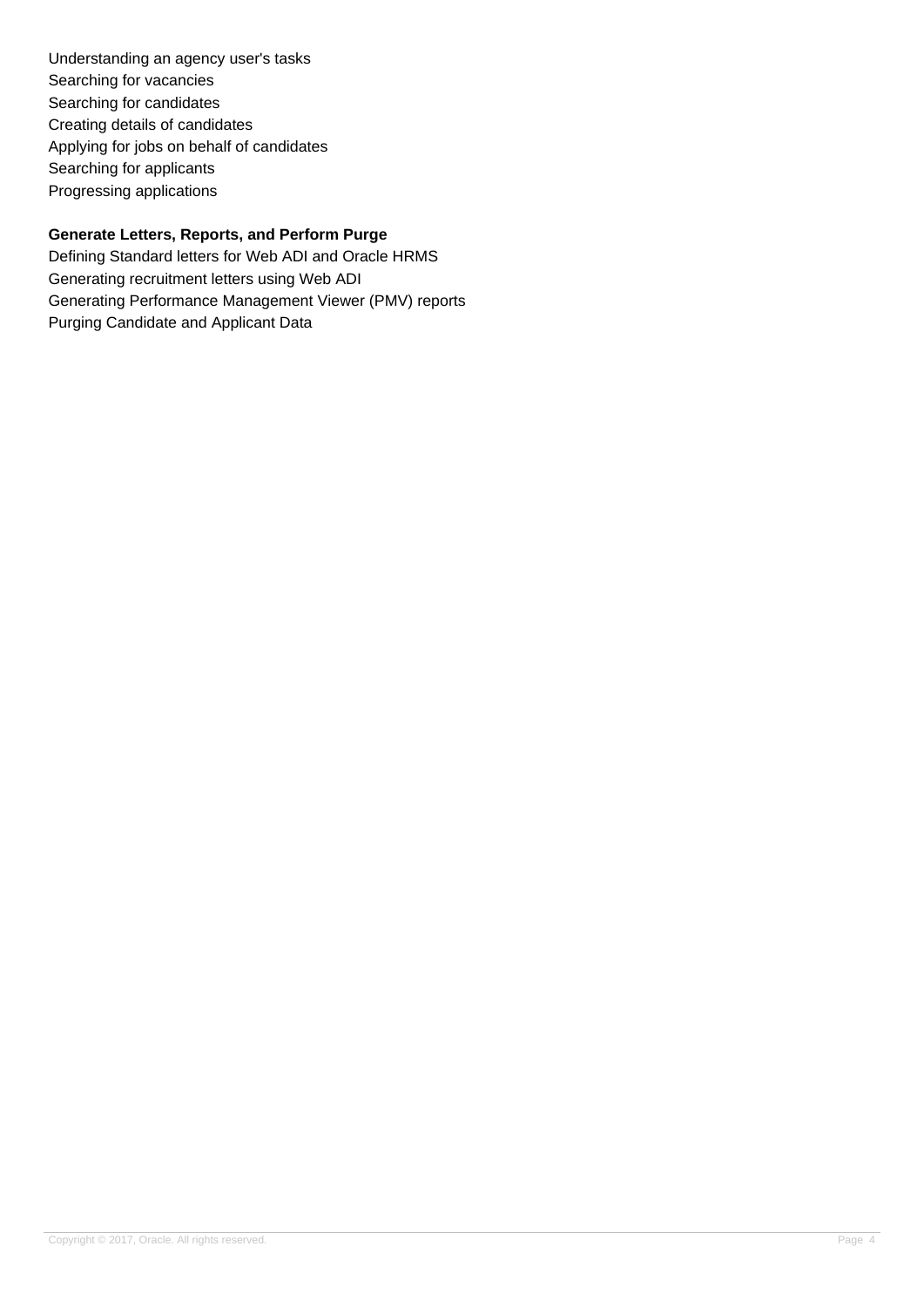Understanding an agency user's tasks
Searching for vacancies
Searching for candidates
Creating details of candidates
Applying for jobs on behalf of candidates
Searching for applicants
Progressing applications

**Generate Letters, Reports, and Perform Purge**

Defining Standard letters for Web ADI and Oracle HRMS
Generating recruitment letters using Web ADI
Generating Performance Management Viewer (PMV) reports
Purging Candidate and Applicant Data